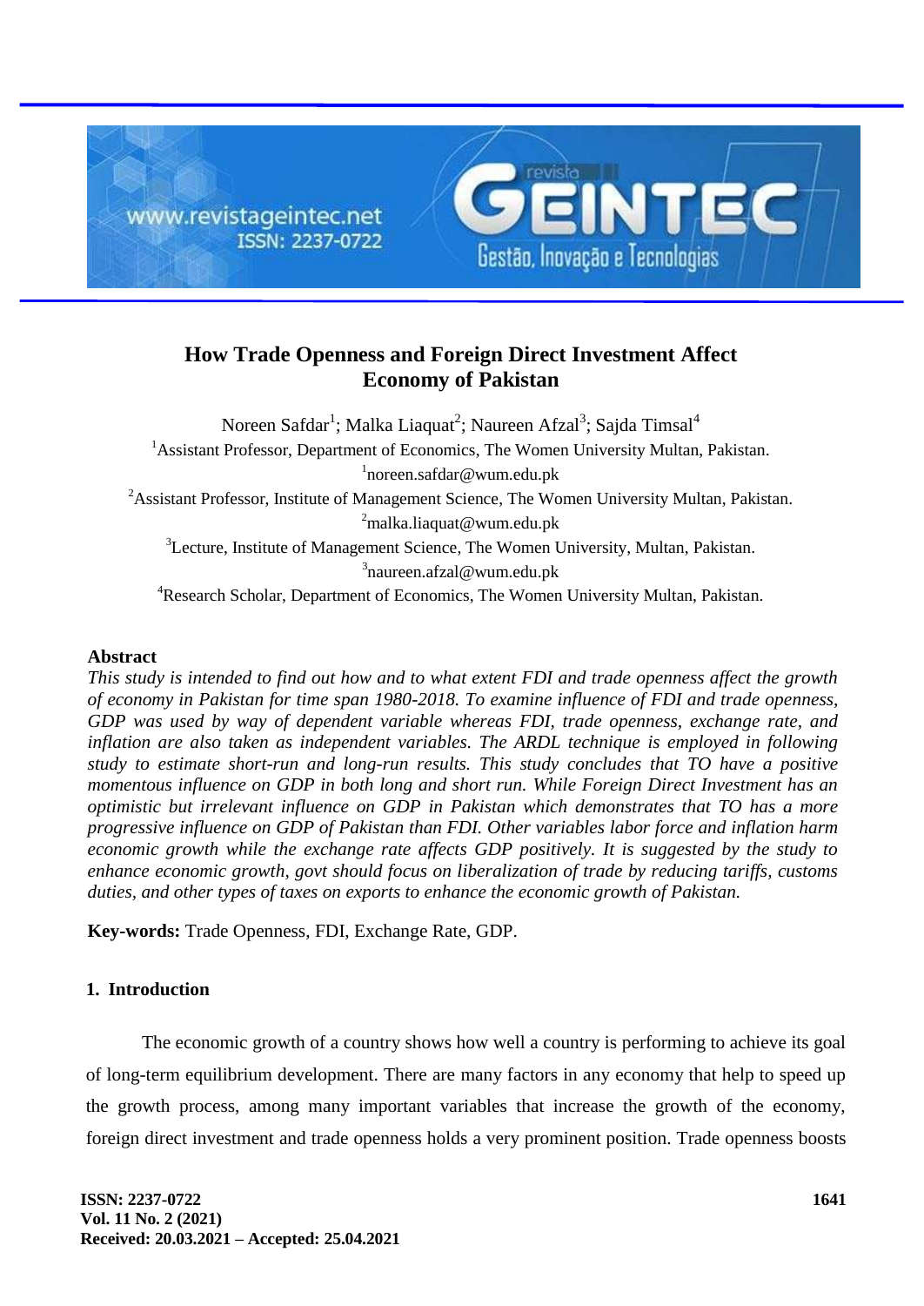# How Trade Openness and Foreign Direct Investment Affect Economy of Pakistan

Noreen Safdar[1]; Malka Liaquat[2]; Naureen Afzal[3]; Sajda Timsal[4]

[1]Assistant Professor, Department of Economics, The Women University Multan, Pakistan.
[1]noreen.safdar@wum.edu.pk

[2]Assistant Professor, Institute of Management Science, The Women University Multan, Pakistan.
[2]malka.liaquat@wum.edu.pk

[3]Lecture, Institute of Management Science, The Women University, Multan, Pakistan.
[3]naureen.afzal@wum.edu.pk

[4]Research Scholar, Department of Economics, The Women University Multan, Pakistan.

## Abstract

*This study is intended to find out how and to what extent FDI and trade openness affect the growth of economy in Pakistan for time span 1980-2018. To examine influence of FDI and trade openness, GDP was used by way of dependent variable whereas FDI, trade openness, exchange rate, and inflation are also taken as independent variables. The ARDL technique is employed in following study to estimate short-run and long-run results. This study concludes that TO have a positive momentous influence on GDP in both long and short run. While Foreign Direct Investment has an optimistic but irrelevant influence on GDP in Pakistan which demonstrates that TO has a more progressive influence on GDP of Pakistan than FDI. Other variables labor force and inflation harm economic growth while the exchange rate affects GDP positively. It is suggested by the study to enhance economic growth, govt should focus on liberalization of trade by reducing tariffs, customs duties, and other types of taxes on exports to enhance the economic growth of Pakistan.*

**Key-words:** Trade Openness, FDI, Exchange Rate, GDP.

## 1. Introduction

The economic growth of a country shows how well a country is performing to achieve its goal of long-term equilibrium development. There are many factors in any economy that help to speed up the growth process, among many important variables that increase the growth of the economy, foreign direct investment and trade openness holds a very prominent position. Trade openness boosts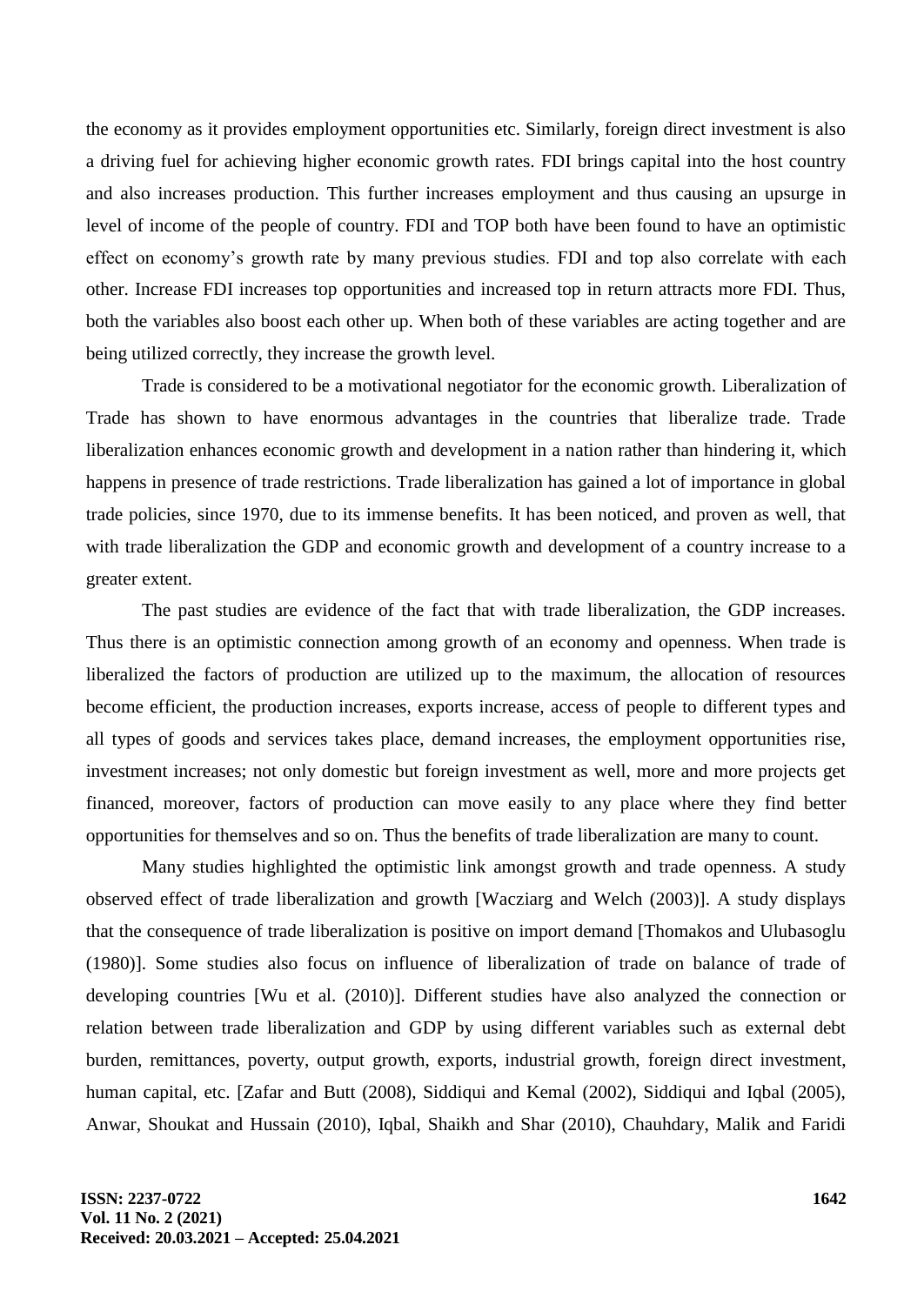the economy as it provides employment opportunities etc. Similarly, foreign direct investment is also a driving fuel for achieving higher economic growth rates. FDI brings capital into the host country and also increases production. This further increases employment and thus causing an upsurge in level of income of the people of country. FDI and TOP both have been found to have an optimistic effect on economy's growth rate by many previous studies. FDI and top also correlate with each other. Increase FDI increases top opportunities and increased top in return attracts more FDI. Thus, both the variables also boost each other up. When both of these variables are acting together and are being utilized correctly, they increase the growth level.

Trade is considered to be a motivational negotiator for the economic growth. Liberalization of Trade has shown to have enormous advantages in the countries that liberalize trade. Trade liberalization enhances economic growth and development in a nation rather than hindering it, which happens in presence of trade restrictions. Trade liberalization has gained a lot of importance in global trade policies, since 1970, due to its immense benefits. It has been noticed, and proven as well, that with trade liberalization the GDP and economic growth and development of a country increase to a greater extent.

The past studies are evidence of the fact that with trade liberalization, the GDP increases. Thus there is an optimistic connection among growth of an economy and openness. When trade is liberalized the factors of production are utilized up to the maximum, the allocation of resources become efficient, the production increases, exports increase, access of people to different types and all types of goods and services takes place, demand increases, the employment opportunities rise, investment increases; not only domestic but foreign investment as well, more and more projects get financed, moreover, factors of production can move easily to any place where they find better opportunities for themselves and so on. Thus the benefits of trade liberalization are many to count.

Many studies highlighted the optimistic link amongst growth and trade openness. A study observed effect of trade liberalization and growth [Wacziarg and Welch (2003)]. A study displays that the consequence of trade liberalization is positive on import demand [Thomakos and Ulubasoglu (1980)]. Some studies also focus on influence of liberalization of trade on balance of trade of developing countries [Wu et al. (2010)]. Different studies have also analyzed the connection or relation between trade liberalization and GDP by using different variables such as external debt burden, remittances, poverty, output growth, exports, industrial growth, foreign direct investment, human capital, etc. [Zafar and Butt (2008), Siddiqui and Kemal (2002), Siddiqui and Iqbal (2005), Anwar, Shoukat and Hussain (2010), Iqbal, Shaikh and Shar (2010), Chauhdary, Malik and Faridi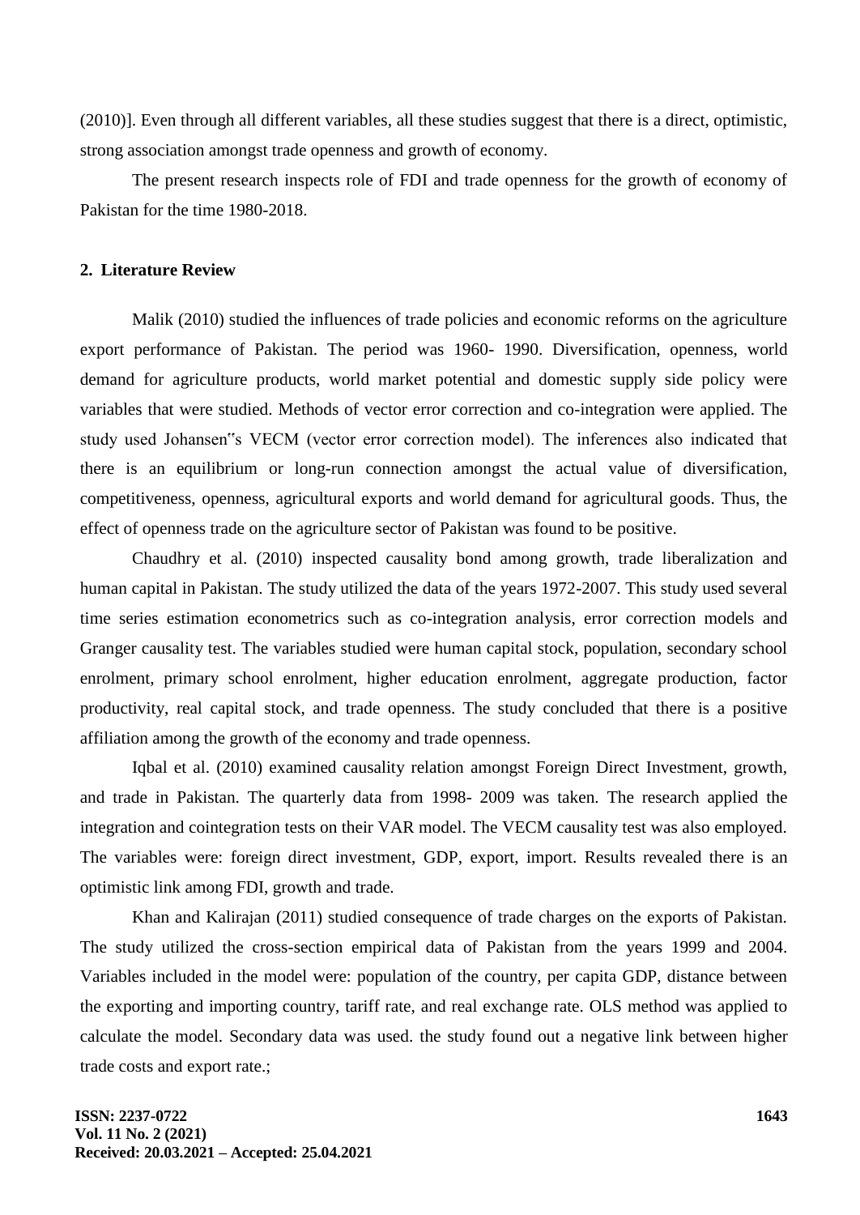(2010)]. Even through all different variables, all these studies suggest that there is a direct, optimistic, strong association amongst trade openness and growth of economy.

The present research inspects role of FDI and trade openness for the growth of economy of Pakistan for the time 1980-2018.

## 2. Literature Review

Malik (2010) studied the influences of trade policies and economic reforms on the agriculture export performance of Pakistan. The period was 1960- 1990. Diversification, openness, world demand for agriculture products, world market potential and domestic supply side policy were variables that were studied. Methods of vector error correction and co-integration were applied. The study used Johansen"s VECM (vector error correction model). The inferences also indicated that there is an equilibrium or long-run connection amongst the actual value of diversification, competitiveness, openness, agricultural exports and world demand for agricultural goods. Thus, the effect of openness trade on the agriculture sector of Pakistan was found to be positive.

Chaudhry et al. (2010) inspected causality bond among growth, trade liberalization and human capital in Pakistan. The study utilized the data of the years 1972-2007. This study used several time series estimation econometrics such as co-integration analysis, error correction models and Granger causality test. The variables studied were human capital stock, population, secondary school enrolment, primary school enrolment, higher education enrolment, aggregate production, factor productivity, real capital stock, and trade openness. The study concluded that there is a positive affiliation among the growth of the economy and trade openness.

Iqbal et al. (2010) examined causality relation amongst Foreign Direct Investment, growth, and trade in Pakistan. The quarterly data from 1998- 2009 was taken. The research applied the integration and cointegration tests on their VAR model. The VECM causality test was also employed. The variables were: foreign direct investment, GDP, export, import. Results revealed there is an optimistic link among FDI, growth and trade.

Khan and Kalirajan (2011) studied consequence of trade charges on the exports of Pakistan. The study utilized the cross-section empirical data of Pakistan from the years 1999 and 2004. Variables included in the model were: population of the country, per capita GDP, distance between the exporting and importing country, tariff rate, and real exchange rate. OLS method was applied to calculate the model. Secondary data was used. the study found out a negative link between higher trade costs and export rate.;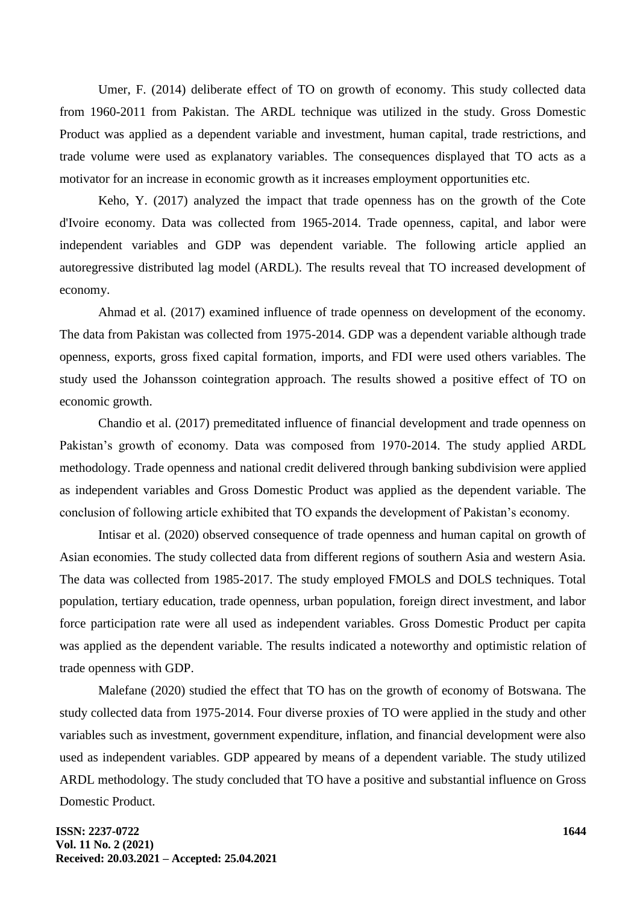Umer, F. (2014) deliberate effect of TO on growth of economy. This study collected data from 1960-2011 from Pakistan. The ARDL technique was utilized in the study. Gross Domestic Product was applied as a dependent variable and investment, human capital, trade restrictions, and trade volume were used as explanatory variables. The consequences displayed that TO acts as a motivator for an increase in economic growth as it increases employment opportunities etc.

Keho, Y. (2017) analyzed the impact that trade openness has on the growth of the Cote d'Ivoire economy. Data was collected from 1965-2014. Trade openness, capital, and labor were independent variables and GDP was dependent variable. The following article applied an autoregressive distributed lag model (ARDL). The results reveal that TO increased development of economy.

Ahmad et al. (2017) examined influence of trade openness on development of the economy. The data from Pakistan was collected from 1975-2014. GDP was a dependent variable although trade openness, exports, gross fixed capital formation, imports, and FDI were used others variables. The study used the Johansson cointegration approach. The results showed a positive effect of TO on economic growth.

Chandio et al. (2017) premeditated influence of financial development and trade openness on Pakistan's growth of economy. Data was composed from 1970-2014. The study applied ARDL methodology. Trade openness and national credit delivered through banking subdivision were applied as independent variables and Gross Domestic Product was applied as the dependent variable. The conclusion of following article exhibited that TO expands the development of Pakistan's economy.

Intisar et al. (2020) observed consequence of trade openness and human capital on growth of Asian economies. The study collected data from different regions of southern Asia and western Asia. The data was collected from 1985-2017. The study employed FMOLS and DOLS techniques. Total population, tertiary education, trade openness, urban population, foreign direct investment, and labor force participation rate were all used as independent variables. Gross Domestic Product per capita was applied as the dependent variable. The results indicated a noteworthy and optimistic relation of trade openness with GDP.

Malefane (2020) studied the effect that TO has on the growth of economy of Botswana. The study collected data from 1975-2014. Four diverse proxies of TO were applied in the study and other variables such as investment, government expenditure, inflation, and financial development were also used as independent variables. GDP appeared by means of a dependent variable. The study utilized ARDL methodology. The study concluded that TO have a positive and substantial influence on Gross Domestic Product.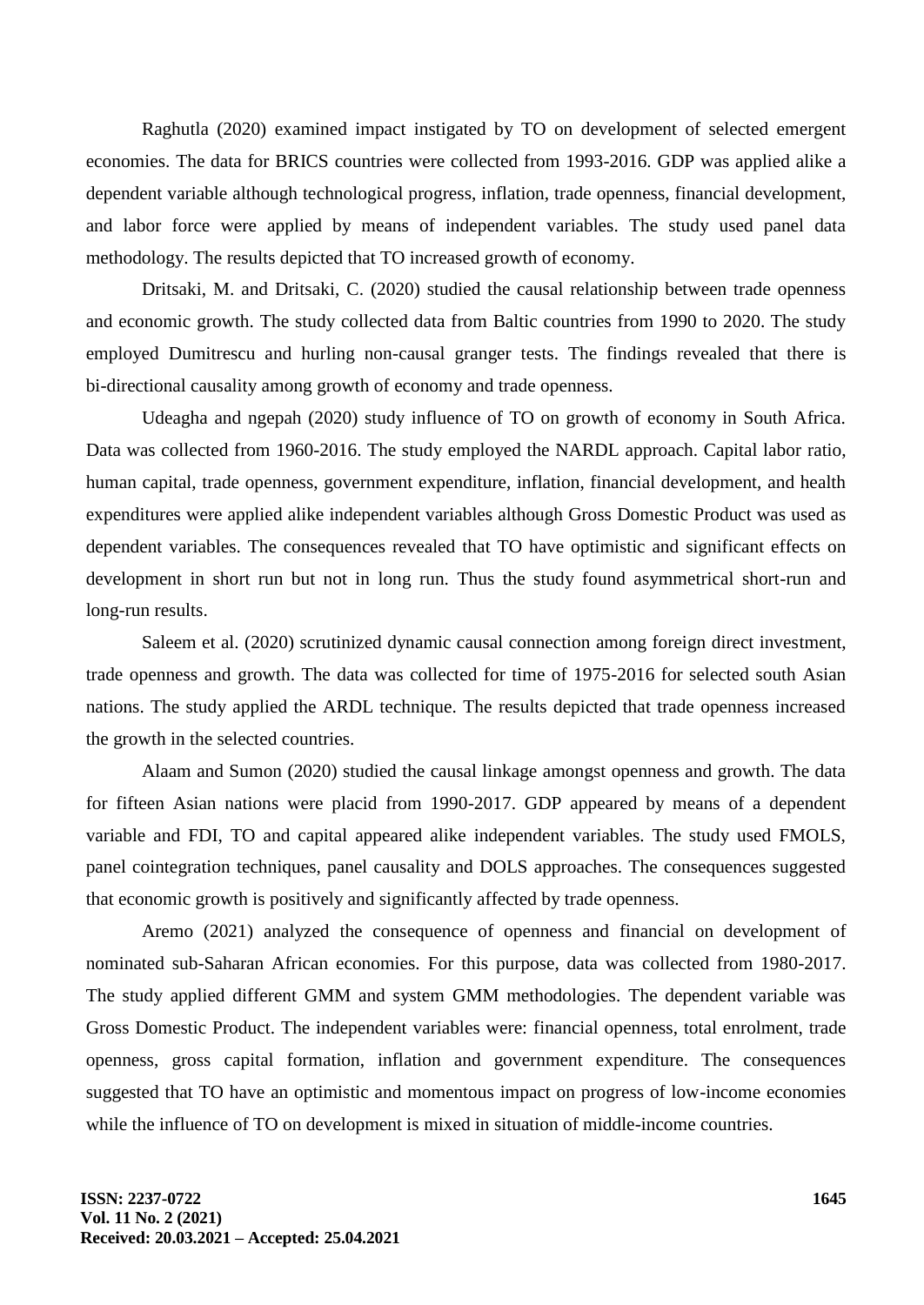Raghutla (2020) examined impact instigated by TO on development of selected emergent economies. The data for BRICS countries were collected from 1993-2016. GDP was applied alike a dependent variable although technological progress, inflation, trade openness, financial development, and labor force were applied by means of independent variables. The study used panel data methodology. The results depicted that TO increased growth of economy.

Dritsaki, M. and Dritsaki, C. (2020) studied the causal relationship between trade openness and economic growth. The study collected data from Baltic countries from 1990 to 2020. The study employed Dumitrescu and hurling non-causal granger tests. The findings revealed that there is bi-directional causality among growth of economy and trade openness.

Udeagha and ngepah (2020) study influence of TO on growth of economy in South Africa. Data was collected from 1960-2016. The study employed the NARDL approach. Capital labor ratio, human capital, trade openness, government expenditure, inflation, financial development, and health expenditures were applied alike independent variables although Gross Domestic Product was used as dependent variables. The consequences revealed that TO have optimistic and significant effects on development in short run but not in long run. Thus the study found asymmetrical short-run and long-run results.

Saleem et al. (2020) scrutinized dynamic causal connection among foreign direct investment, trade openness and growth. The data was collected for time of 1975-2016 for selected south Asian nations. The study applied the ARDL technique. The results depicted that trade openness increased the growth in the selected countries.

Alaam and Sumon (2020) studied the causal linkage amongst openness and growth. The data for fifteen Asian nations were placid from 1990-2017. GDP appeared by means of a dependent variable and FDI, TO and capital appeared alike independent variables. The study used FMOLS, panel cointegration techniques, panel causality and DOLS approaches. The consequences suggested that economic growth is positively and significantly affected by trade openness.

Aremo (2021) analyzed the consequence of openness and financial on development of nominated sub-Saharan African economies. For this purpose, data was collected from 1980-2017. The study applied different GMM and system GMM methodologies. The dependent variable was Gross Domestic Product. The independent variables were: financial openness, total enrolment, trade openness, gross capital formation, inflation and government expenditure. The consequences suggested that TO have an optimistic and momentous impact on progress of low-income economies while the influence of TO on development is mixed in situation of middle-income countries.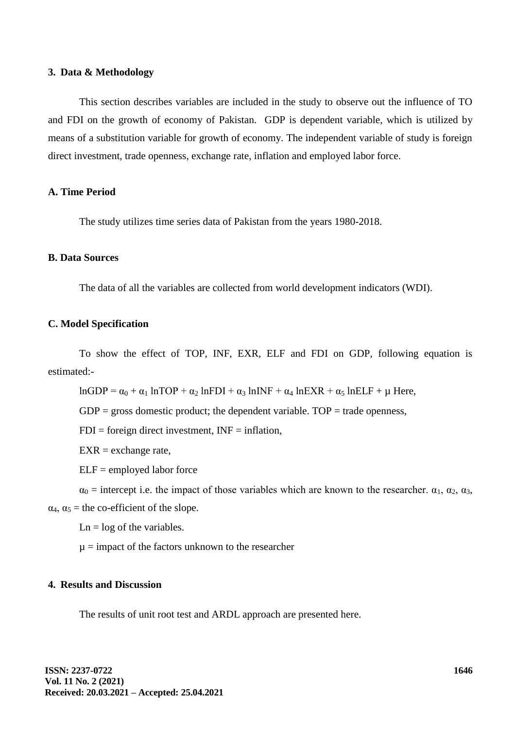## 3. Data & Methodology

This section describes variables are included in the study to observe out the influence of TO and FDI on the growth of economy of Pakistan. GDP is dependent variable, which is utilized by means of a substitution variable for growth of economy. The independent variable of study is foreign direct investment, trade openness, exchange rate, inflation and employed labor force.

### A. Time Period

The study utilizes time series data of Pakistan from the years 1980-2018.

### B. Data Sources

The data of all the variables are collected from world development indicators (WDI).

### C. Model Specification

To show the effect of TOP, INF, EXR, ELF and FDI on GDP, following equation is estimated:-

$\ln GDP = \alpha_0 + \alpha_1 \ln TOP + \alpha_2 \ln FDI + \alpha_3 \ln INF + \alpha_4 \ln EXR + \alpha_5 \ln ELF + \mu$ Here,

GDP = gross domestic product; the dependent variable. TOP = trade openness,

FDI = foreign direct investment, INF = inflation,

EXR = exchange rate,

ELF = employed labor force

$\alpha_0$ = intercept i.e. the impact of those variables which are known to the researcher. $\alpha_1$, $\alpha_2$, $\alpha_3$, $\alpha_4$, $\alpha_5$ = the co-efficient of the slope.

Ln = log of the variables.

$\mu$ = impact of the factors unknown to the researcher

## 4. Results and Discussion

The results of unit root test and ARDL approach are presented here.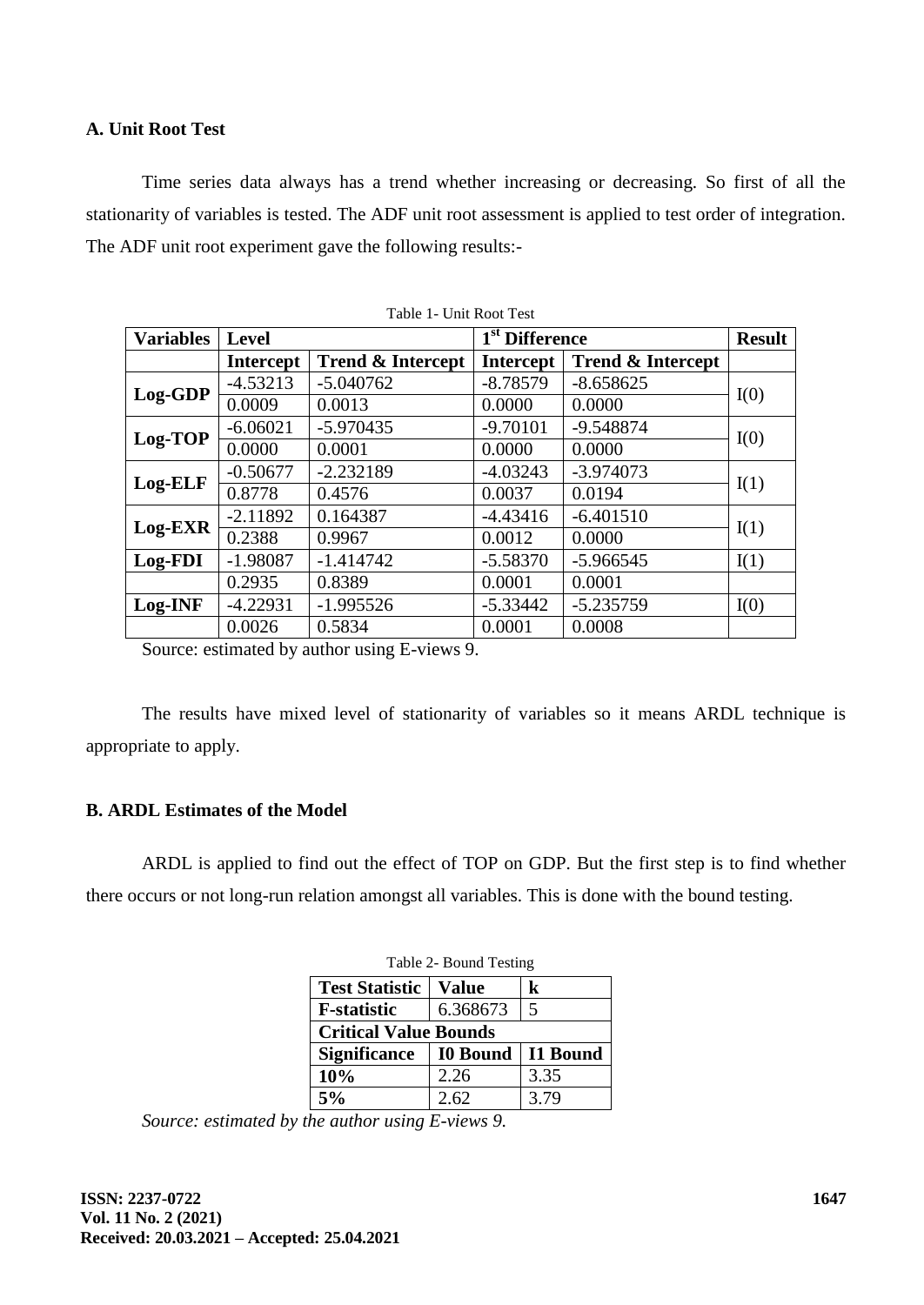### A. Unit Root Test

Time series data always has a trend whether increasing or decreasing. So first of all the stationarity of variables is tested. The ADF unit root assessment is applied to test order of integration. The ADF unit root experiment gave the following results:-

Table 1- Unit Root Test

| Variables | Level | | 1st Difference | | Result |
|---|---|---|---|---|---|
| | **Intercept** | **Trend & Intercept** | **Intercept** | **Trend & Intercept** | |
| **Log-GDP** | -4.53213 | -5.040762 | -8.78579 | -8.658625 | I(0) |
| | 0.0009 | 0.0013 | 0.0000 | 0.0000 | |
| **Log-TOP** | -6.06021 | -5.970435 | -9.70101 | -9.548874 | I(0) |
| | 0.0000 | 0.0001 | 0.0000 | 0.0000 | |
| **Log-ELF** | -0.50677 | -2.232189 | -4.03243 | -3.974073 | I(1) |
| | 0.8778 | 0.4576 | 0.0037 | 0.0194 | |
| **Log-EXR** | -2.11892 | 0.164387 | -4.43416 | -6.401510 | I(1) |
| | 0.2388 | 0.9967 | 0.0012 | 0.0000 | |
| **Log-FDI** | -1.98087 | -1.414742 | -5.58370 | -5.966545 | I(1) |
| | 0.2935 | 0.8389 | 0.0001 | 0.0001 | |
| **Log-INF** | -4.22931 | -1.995526 | -5.33442 | -5.235759 | I(0) |
| | 0.0026 | 0.5834 | 0.0001 | 0.0008 | |

Source: estimated by author using E-views 9.

The results have mixed level of stationarity of variables so it means ARDL technique is appropriate to apply.

### B. ARDL Estimates of the Model

ARDL is applied to find out the effect of TOP on GDP. But the first step is to find whether there occurs or not long-run relation amongst all variables. This is done with the bound testing.

Table 2- Bound Testing

| Test Statistic | Value | k |
|---|---|---|
| **F-statistic** | 6.368673 | 5 |
| **Critical Value Bounds** | | |
| **Significance** | **I0 Bound** | **I1 Bound** |
| **10%** | 2.26 | 3.35 |
| **5%** | 2.62 | 3.79 |

*Source: estimated by the author using E-views 9.*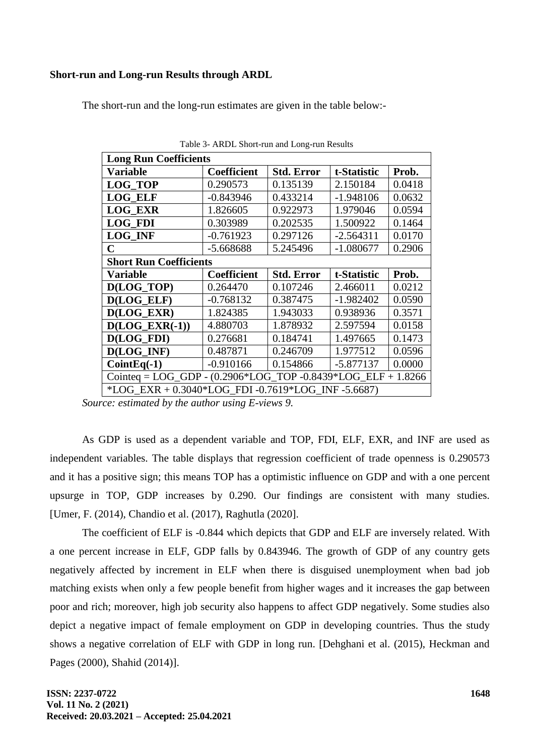**Short-run and Long-run Results through ARDL**

The short-run and the long-run estimates are given in the table below:-

Table 3- ARDL Short-run and Long-run Results

| Long Run Coefficients | | | | |
|---|---|---|---|---|
| **Variable** | **Coefficient** | **Std. Error** | **t-Statistic** | **Prob.** |
| **LOG_TOP** | 0.290573 | 0.135139 | 2.150184 | 0.0418 |
| **LOG_ELF** | -0.843946 | 0.433214 | -1.948106 | 0.0632 |
| **LOG_EXR** | 1.826605 | 0.922973 | 1.979046 | 0.0594 |
| **LOG_FDI** | 0.303989 | 0.202535 | 1.500922 | 0.1464 |
| **LOG_INF** | -0.761923 | 0.297126 | -2.564311 | 0.0170 |
| **C** | -5.668688 | 5.245496 | -1.080677 | 0.2906 |
| **Short Run Coefficients** | | | | |
| **Variable** | **Coefficient** | **Std. Error** | **t-Statistic** | **Prob.** |
| **D(LOG_TOP)** | 0.264470 | 0.107246 | 2.466011 | 0.0212 |
| **D(LOG_ELF)** | -0.768132 | 0.387475 | -1.982402 | 0.0590 |
| **D(LOG_EXR)** | 1.824385 | 1.943033 | 0.938936 | 0.3571 |
| **D(LOG_EXR(-1))** | 4.880703 | 1.878932 | 2.597594 | 0.0158 |
| **D(LOG_FDI)** | 0.276681 | 0.184741 | 1.497665 | 0.1473 |
| **D(LOG_INF)** | 0.487871 | 0.246709 | 1.977512 | 0.0596 |
| **CointEq(-1)** | -0.910166 | 0.154866 | -5.877137 | 0.0000 |
| Cointeq = LOG_GDP - (0.2906*LOG_TOP -0.8439*LOG_ELF + 1.8266 *LOG_EXR + 0.3040*LOG_FDI -0.7619*LOG_INF -5.6687) | | | | |

*Source: estimated by the author using E-views 9.*

As GDP is used as a dependent variable and TOP, FDI, ELF, EXR, and INF are used as independent variables. The table displays that regression coefficient of trade openness is 0.290573 and it has a positive sign; this means TOP has a optimistic influence on GDP and with a one percent upsurge in TOP, GDP increases by 0.290. Our findings are consistent with many studies. [Umer, F. (2014), Chandio et al. (2017), Raghutla (2020].

The coefficient of ELF is -0.844 which depicts that GDP and ELF are inversely related. With a one percent increase in ELF, GDP falls by 0.843946. The growth of GDP of any country gets negatively affected by increment in ELF when there is disguised unemployment when bad job matching exists when only a few people benefit from higher wages and it increases the gap between poor and rich; moreover, high job security also happens to affect GDP negatively. Some studies also depict a negative impact of female employment on GDP in developing countries. Thus the study shows a negative correlation of ELF with GDP in long run. [Dehghani et al. (2015), Heckman and Pages (2000), Shahid (2014)].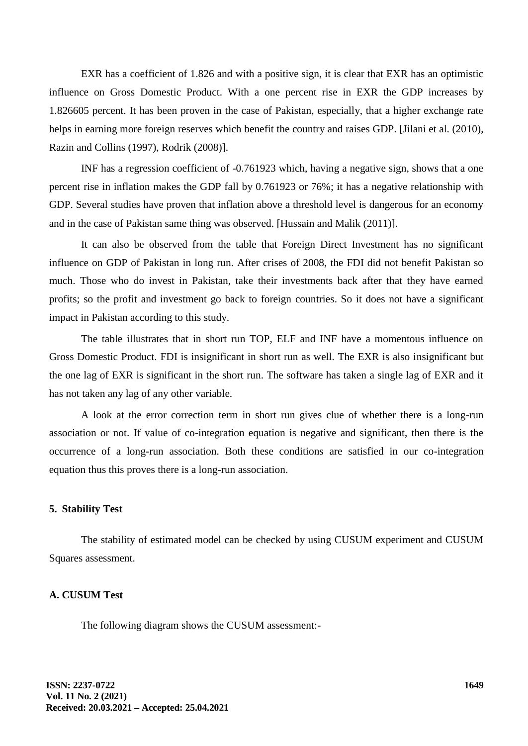EXR has a coefficient of 1.826 and with a positive sign, it is clear that EXR has an optimistic influence on Gross Domestic Product. With a one percent rise in EXR the GDP increases by 1.826605 percent. It has been proven in the case of Pakistan, especially, that a higher exchange rate helps in earning more foreign reserves which benefit the country and raises GDP. [Jilani et al. (2010), Razin and Collins (1997), Rodrik (2008)].

INF has a regression coefficient of -0.761923 which, having a negative sign, shows that a one percent rise in inflation makes the GDP fall by 0.761923 or 76%; it has a negative relationship with GDP. Several studies have proven that inflation above a threshold level is dangerous for an economy and in the case of Pakistan same thing was observed. [Hussain and Malik (2011)].

It can also be observed from the table that Foreign Direct Investment has no significant influence on GDP of Pakistan in long run. After crises of 2008, the FDI did not benefit Pakistan so much. Those who do invest in Pakistan, take their investments back after that they have earned profits; so the profit and investment go back to foreign countries. So it does not have a significant impact in Pakistan according to this study.

The table illustrates that in short run TOP, ELF and INF have a momentous influence on Gross Domestic Product. FDI is insignificant in short run as well. The EXR is also insignificant but the one lag of EXR is significant in the short run. The software has taken a single lag of EXR and it has not taken any lag of any other variable.

A look at the error correction term in short run gives clue of whether there is a long-run association or not. If value of co-integration equation is negative and significant, then there is the occurrence of a long-run association. Both these conditions are satisfied in our co-integration equation thus this proves there is a long-run association.

## 5. Stability Test

The stability of estimated model can be checked by using CUSUM experiment and CUSUM Squares assessment.

### A. CUSUM Test

The following diagram shows the CUSUM assessment:-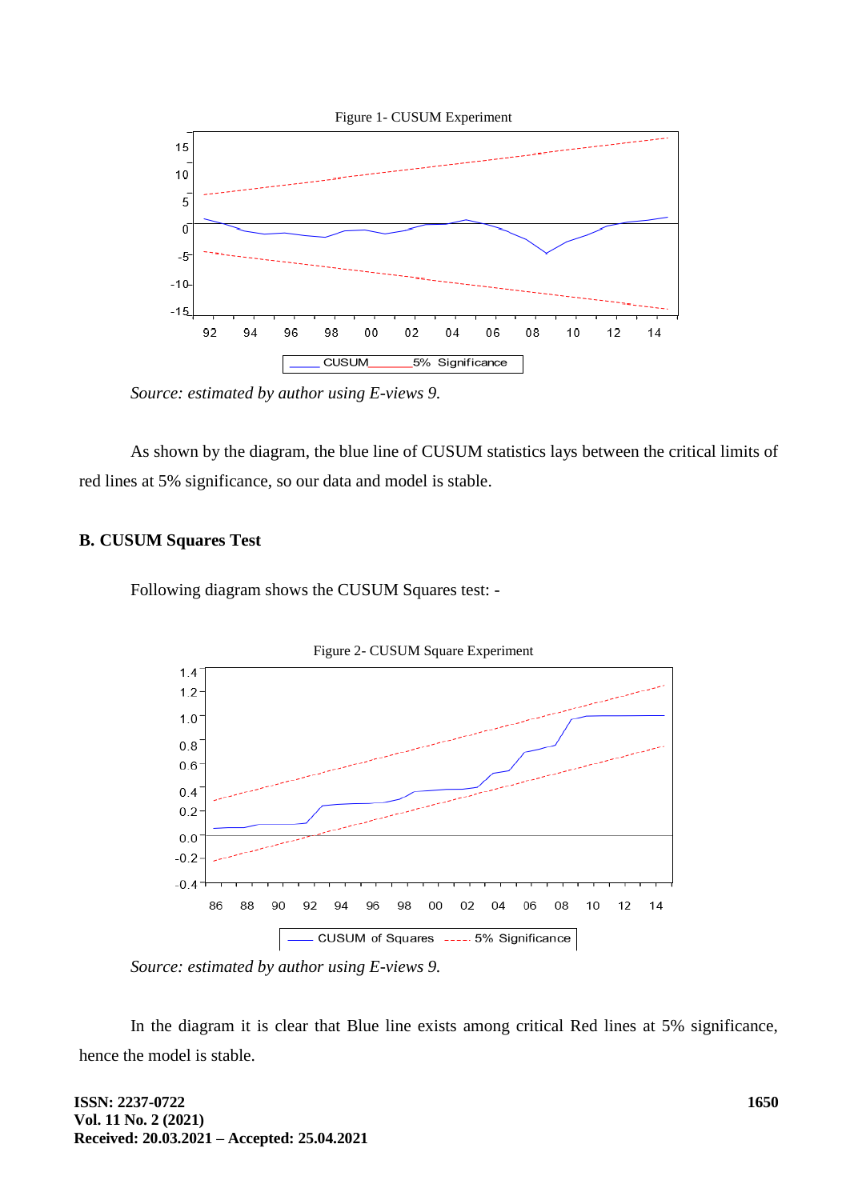Figure 1- CUSUM Experiment

15
10
5
0
-5
-10
-15

92 94 96 98 00 02 04 06 08 10 12 14

CUSUM 5% Significance

*Source: estimated by author using E-views 9.*

As shown by the diagram, the blue line of CUSUM statistics lays between the critical limits of red lines at 5% significance, so our data and model is stable.

## B. CUSUM Squares Test

Following diagram shows the CUSUM Squares test: -

Figure 2- CUSUM Square Experiment

1.4
1.2
1.0
0.8
0.6
0.4
0.2
0.0
-0.2
-0.4

86 88 90 92 94 96 98 00 02 04 06 08 10 12 14

CUSUM of Squares 5% Significance

*Source: estimated by author using E-views 9.*

In the diagram it is clear that Blue line exists among critical Red lines at 5% significance, hence the model is stable.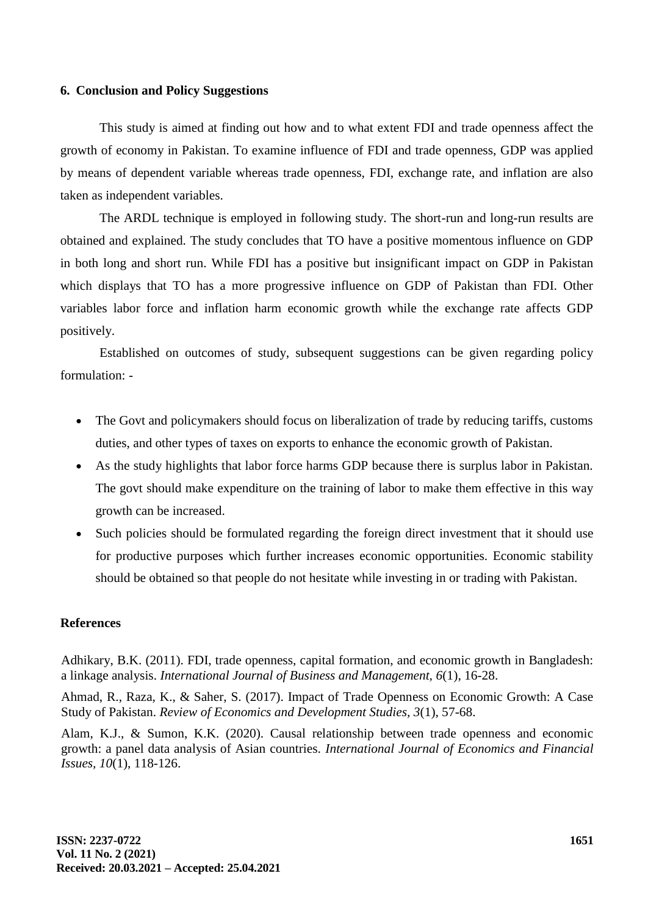## 6. Conclusion and Policy Suggestions

This study is aimed at finding out how and to what extent FDI and trade openness affect the growth of economy in Pakistan. To examine influence of FDI and trade openness, GDP was applied by means of dependent variable whereas trade openness, FDI, exchange rate, and inflation are also taken as independent variables.

The ARDL technique is employed in following study. The short-run and long-run results are obtained and explained. The study concludes that TO have a positive momentous influence on GDP in both long and short run. While FDI has a positive but insignificant impact on GDP in Pakistan which displays that TO has a more progressive influence on GDP of Pakistan than FDI. Other variables labor force and inflation harm economic growth while the exchange rate affects GDP positively.

Established on outcomes of study, subsequent suggestions can be given regarding policy formulation: -

- The Govt and policymakers should focus on liberalization of trade by reducing tariffs, customs duties, and other types of taxes on exports to enhance the economic growth of Pakistan.
- As the study highlights that labor force harms GDP because there is surplus labor in Pakistan. The govt should make expenditure on the training of labor to make them effective in this way growth can be increased.
- Such policies should be formulated regarding the foreign direct investment that it should use for productive purposes which further increases economic opportunities. Economic stability should be obtained so that people do not hesitate while investing in or trading with Pakistan.

## References

Adhikary, B.K. (2011). FDI, trade openness, capital formation, and economic growth in Bangladesh: a linkage analysis. *International Journal of Business and Management, 6*(1), 16-28.

Ahmad, R., Raza, K., & Saher, S. (2017). Impact of Trade Openness on Economic Growth: A Case Study of Pakistan. *Review of Economics and Development Studies, 3*(1), 57-68.

Alam, K.J., & Sumon, K.K. (2020). Causal relationship between trade openness and economic growth: a panel data analysis of Asian countries. *International Journal of Economics and Financial Issues, 10*(1), 118-126.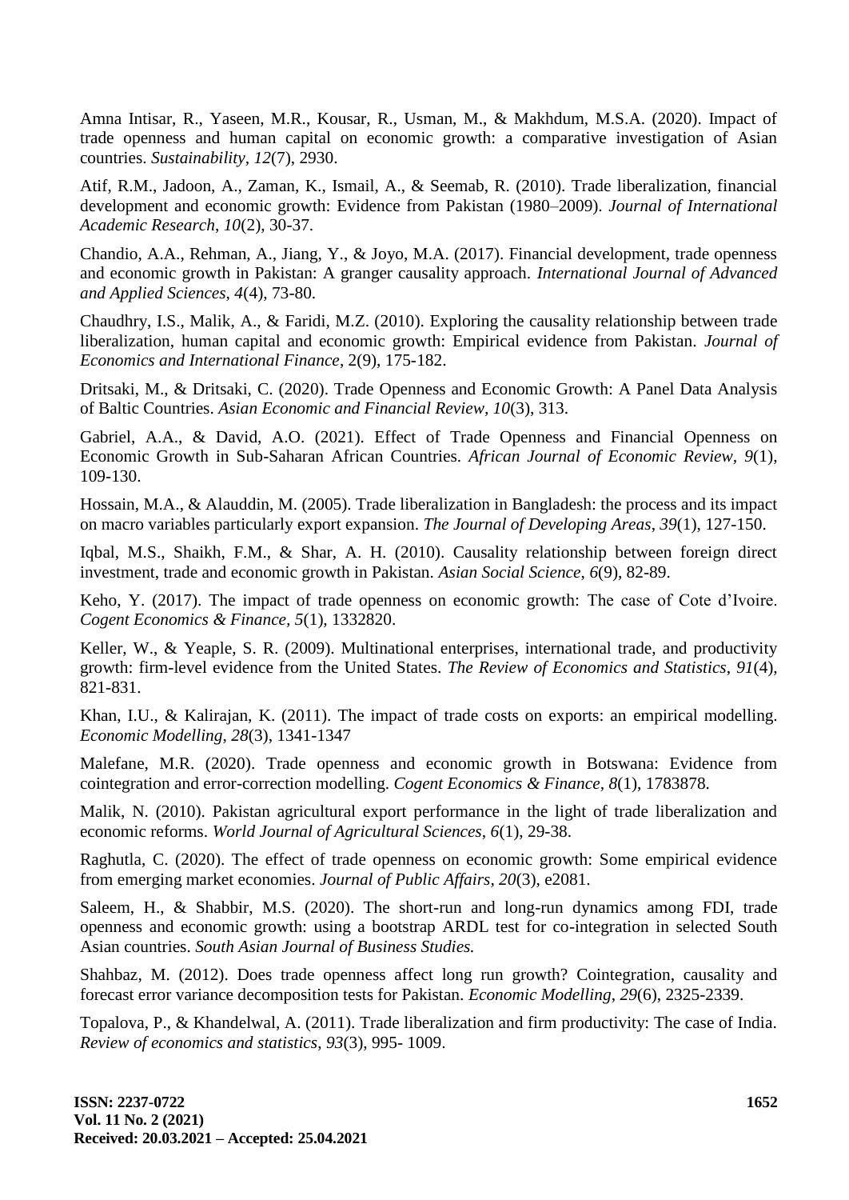Amna Intisar, R., Yaseen, M.R., Kousar, R., Usman, M., & Makhdum, M.S.A. (2020). Impact of trade openness and human capital on economic growth: a comparative investigation of Asian countries. *Sustainability*, *12*(7), 2930.

Atif, R.M., Jadoon, A., Zaman, K., Ismail, A., & Seemab, R. (2010). Trade liberalization, financial development and economic growth: Evidence from Pakistan (1980–2009). *Journal of International Academic Research*, *10*(2), 30-37.

Chandio, A.A., Rehman, A., Jiang, Y., & Joyo, M.A. (2017). Financial development, trade openness and economic growth in Pakistan: A granger causality approach. *International Journal of Advanced and Applied Sciences*, *4*(4), 73-80.

Chaudhry, I.S., Malik, A., & Faridi, M.Z. (2010). Exploring the causality relationship between trade liberalization, human capital and economic growth: Empirical evidence from Pakistan. *Journal of Economics and International Finance*, 2(9), 175-182.

Dritsaki, M., & Dritsaki, C. (2020). Trade Openness and Economic Growth: A Panel Data Analysis of Baltic Countries. *Asian Economic and Financial Review, 10*(3), 313.

Gabriel, A.A., & David, A.O. (2021). Effect of Trade Openness and Financial Openness on Economic Growth in Sub-Saharan African Countries. *African Journal of Economic Review*, *9*(1), 109-130.

Hossain, M.A., & Alauddin, M. (2005). Trade liberalization in Bangladesh: the process and its impact on macro variables particularly export expansion. *The Journal of Developing Areas*, *39*(1), 127-150.

Iqbal, M.S., Shaikh, F.M., & Shar, A. H. (2010). Causality relationship between foreign direct investment, trade and economic growth in Pakistan. *Asian Social Science*, *6*(9), 82-89.

Keho, Y. (2017). The impact of trade openness on economic growth: The case of Cote d'Ivoire. *Cogent Economics & Finance, 5*(1), 1332820.

Keller, W., & Yeaple, S. R. (2009). Multinational enterprises, international trade, and productivity growth: firm-level evidence from the United States. *The Review of Economics and Statistics*, *91*(4), 821-831.

Khan, I.U., & Kalirajan, K. (2011). The impact of trade costs on exports: an empirical modelling. *Economic Modelling*, *28*(3), 1341-1347

Malefane, M.R. (2020). Trade openness and economic growth in Botswana: Evidence from cointegration and error-correction modelling. *Cogent Economics & Finance, 8*(1), 1783878.

Malik, N. (2010). Pakistan agricultural export performance in the light of trade liberalization and economic reforms. *World Journal of Agricultural Sciences*, *6*(1), 29-38.

Raghutla, C. (2020). The effect of trade openness on economic growth: Some empirical evidence from emerging market economies. *Journal of Public Affairs*, *20*(3), e2081.

Saleem, H., & Shabbir, M.S. (2020). The short-run and long-run dynamics among FDI, trade openness and economic growth: using a bootstrap ARDL test for co-integration in selected South Asian countries. *South Asian Journal of Business Studies.*

Shahbaz, M. (2012). Does trade openness affect long run growth? Cointegration, causality and forecast error variance decomposition tests for Pakistan. *Economic Modelling*, *29*(6), 2325-2339.

Topalova, P., & Khandelwal, A. (2011). Trade liberalization and firm productivity: The case of India. *Review of economics and statistics*, *93*(3), 995- 1009.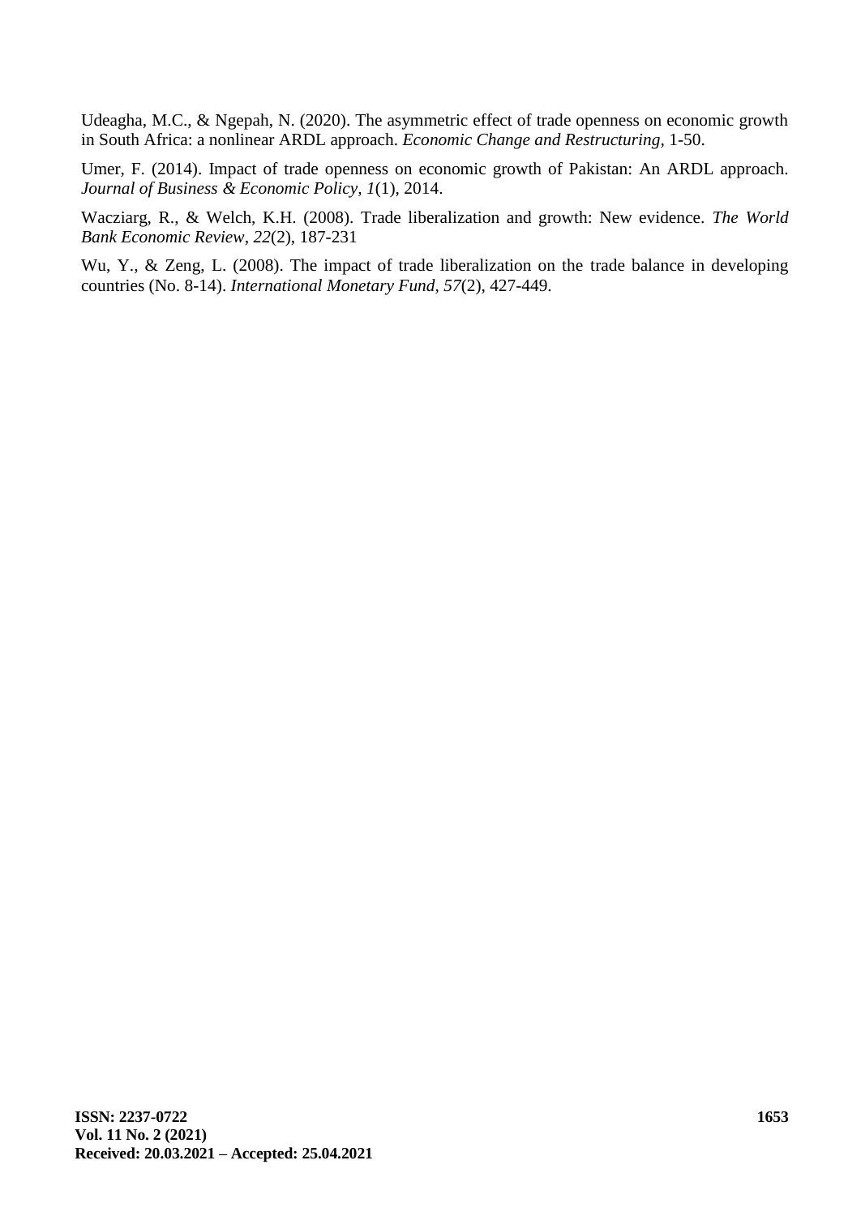Udeagha, M.C., & Ngepah, N. (2020). The asymmetric effect of trade openness on economic growth in South Africa: a nonlinear ARDL approach. *Economic Change and Restructuring*, 1-50.

Umer, F. (2014). Impact of trade openness on economic growth of Pakistan: An ARDL approach. *Journal of Business & Economic Policy*, *1*(1), 2014.

Wacziarg, R., & Welch, K.H. (2008). Trade liberalization and growth: New evidence. *The World Bank Economic Review*, *22*(2), 187-231

Wu, Y., & Zeng, L. (2008). The impact of trade liberalization on the trade balance in developing countries (No. 8-14). *International Monetary Fund*, *57*(2), 427-449.